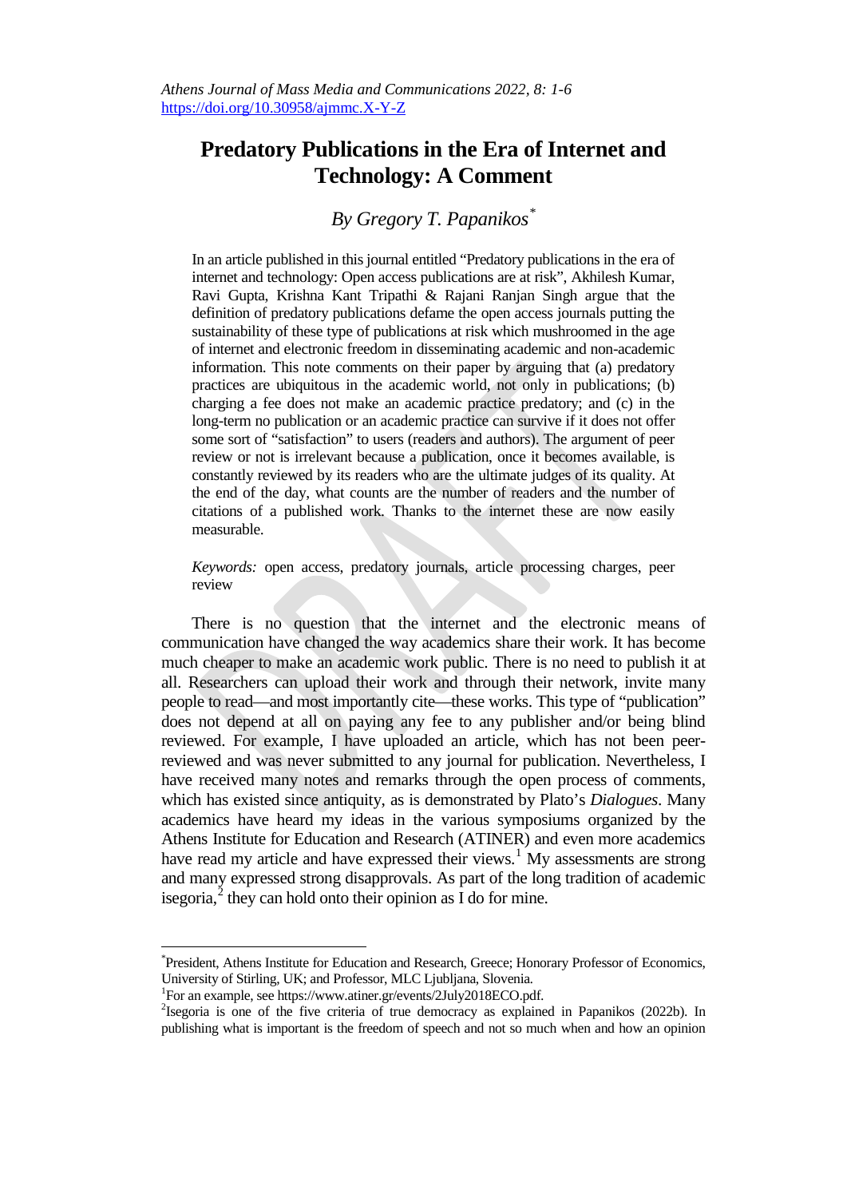# Predatory Publications in the Era of Internet and Technology: A Comment

*By Gregory T. Papanikos*[*]

In an article published in this journal entitled "Predatory publications in the era of internet and technology: Open access publications are at risk", Akhilesh Kumar, Ravi Gupta, Krishna Kant Tripathi & Rajani Ranjan Singh argue that the definition of predatory publications defame the open access journals putting the sustainability of these type of publications at risk which mushroomed in the age of internet and electronic freedom in disseminating academic and non-academic information. This note comments on their paper by arguing that (a) predatory practices are ubiquitous in the academic world, not only in publications; (b) charging a fee does not make an academic practice predatory; and (c) in the long-term no publication or an academic practice can survive if it does not offer some sort of "satisfaction" to users (readers and authors). The argument of peer review or not is irrelevant because a publication, once it becomes available, is constantly reviewed by its readers who are the ultimate judges of its quality. At the end of the day, what counts are the number of readers and the number of citations of a published work. Thanks to the internet these are now easily measurable.

*Keywords:* open access, predatory journals, article processing charges, peer review

There is no question that the internet and the electronic means of communication have changed the way academics share their work. It has become much cheaper to make an academic work public. There is no need to publish it at all. Researchers can upload their work and through their network, invite many people to read—and most importantly cite—these works. This type of "publication" does not depend at all on paying any fee to any publisher and/or being blind reviewed. For example, I have uploaded an article, which has not been peer-reviewed and was never submitted to any journal for publication. Nevertheless, I have received many notes and remarks through the open process of comments, which has existed since antiquity, as is demonstrated by Plato's *Dialogues*. Many academics have heard my ideas in the various symposiums organized by the Athens Institute for Education and Research (ATINER) and even more academics have read my article and have expressed their views.[1] My assessments are strong and many expressed strong disapprovals. As part of the long tradition of academic isegoria,[2] they can hold onto their opinion as I do for mine.

---

[*]President, Athens Institute for Education and Research, Greece; Honorary Professor of Economics, University of Stirling, UK; and Professor, MLC Ljubljana, Slovenia.

[1]For an example, see https://www.atiner.gr/events/2July2018ECO.pdf.

[2]Isegoria is one of the five criteria of true democracy as explained in Papanikos (2022b). In publishing what is important is the freedom of speech and not so much when and how an opinion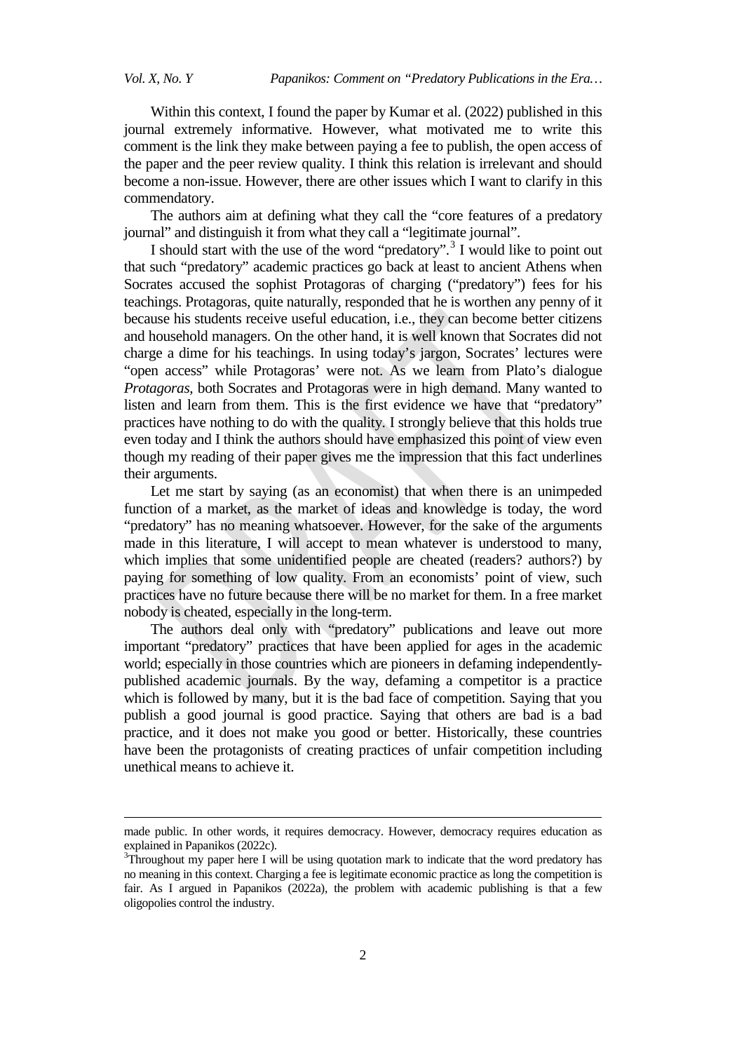Within this context, I found the paper by Kumar et al. (2022) published in this journal extremely informative. However, what motivated me to write this comment is the link they make between paying a fee to publish, the open access of the paper and the peer review quality. I think this relation is irrelevant and should become a non-issue. However, there are other issues which I want to clarify in this commendatory.

The authors aim at defining what they call the "core features of a predatory journal" and distinguish it from what they call a "legitimate journal".

I should start with the use of the word "predatory".[3] I would like to point out that such "predatory" academic practices go back at least to ancient Athens when Socrates accused the sophist Protagoras of charging ("predatory") fees for his teachings. Protagoras, quite naturally, responded that he is worthen any penny of it because his students receive useful education, i.e., they can become better citizens and household managers. On the other hand, it is well known that Socrates did not charge a dime for his teachings. In using today's jargon, Socrates' lectures were "open access" while Protagoras' were not. As we learn from Plato's dialogue *Protagoras*, both Socrates and Protagoras were in high demand. Many wanted to listen and learn from them. This is the first evidence we have that "predatory" practices have nothing to do with the quality. I strongly believe that this holds true even today and I think the authors should have emphasized this point of view even though my reading of their paper gives me the impression that this fact underlines their arguments.

Let me start by saying (as an economist) that when there is an unimpeded function of a market, as the market of ideas and knowledge is today, the word "predatory" has no meaning whatsoever. However, for the sake of the arguments made in this literature, I will accept to mean whatever is understood to many, which implies that some unidentified people are cheated (readers? authors?) by paying for something of low quality. From an economists' point of view, such practices have no future because there will be no market for them. In a free market nobody is cheated, especially in the long-term.

The authors deal only with "predatory" publications and leave out more important "predatory" practices that have been applied for ages in the academic world; especially in those countries which are pioneers in defaming independently-published academic journals. By the way, defaming a competitor is a practice which is followed by many, but it is the bad face of competition. Saying that you publish a good journal is good practice. Saying that others are bad is a bad practice, and it does not make you good or better. Historically, these countries have been the protagonists of creating practices of unfair competition including unethical means to achieve it.

---

made public. In other words, it requires democracy. However, democracy requires education as explained in Papanikos (2022c).

[3]Throughout my paper here I will be using quotation mark to indicate that the word predatory has no meaning in this context. Charging a fee is legitimate economic practice as long the competition is fair. As I argued in Papanikos (2022a), the problem with academic publishing is that a few oligopolies control the industry.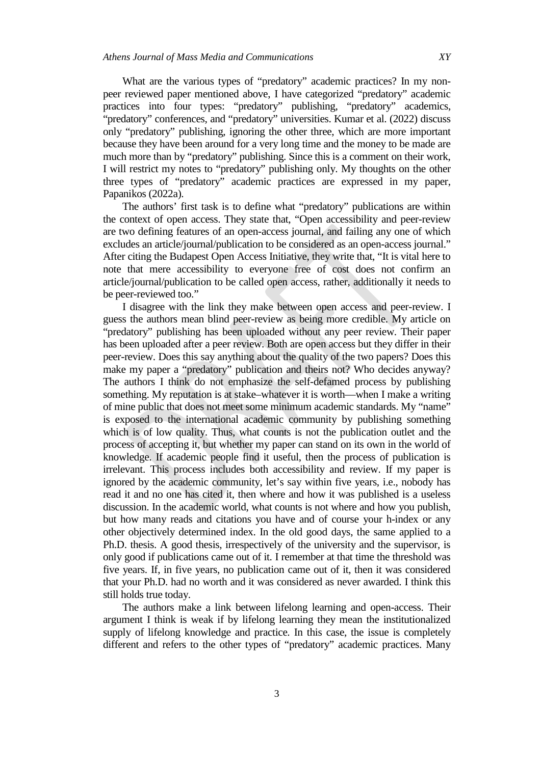What are the various types of “predatory” academic practices? In my non-peer reviewed paper mentioned above, I have categorized “predatory” academic practices into four types: “predatory” publishing, “predatory” academics, “predatory” conferences, and “predatory” universities. Kumar et al. (2022) discuss only “predatory” publishing, ignoring the other three, which are more important because they have been around for a very long time and the money to be made are much more than by “predatory” publishing. Since this is a comment on their work, I will restrict my notes to “predatory” publishing only. My thoughts on the other three types of “predatory” academic practices are expressed in my paper, Papanikos (2022a).

The authors’ first task is to define what “predatory” publications are within the context of open access. They state that, “Open accessibility and peer-review are two defining features of an open-access journal, and failing any one of which excludes an article/journal/publication to be considered as an open-access journal.” After citing the Budapest Open Access Initiative, they write that, “It is vital here to note that mere accessibility to everyone free of cost does not confirm an article/journal/publication to be called open access, rather, additionally it needs to be peer-reviewed too.”

I disagree with the link they make between open access and peer-review. I guess the authors mean blind peer-review as being more credible. My article on “predatory” publishing has been uploaded without any peer review. Their paper has been uploaded after a peer review. Both are open access but they differ in their peer-review. Does this say anything about the quality of the two papers? Does this make my paper a “predatory” publication and theirs not? Who decides anyway? The authors I think do not emphasize the self-defamed process by publishing something. My reputation is at stake–whatever it is worth—when I make a writing of mine public that does not meet some minimum academic standards. My “name” is exposed to the international academic community by publishing something which is of low quality. Thus, what counts is not the publication outlet and the process of accepting it, but whether my paper can stand on its own in the world of knowledge. If academic people find it useful, then the process of publication is irrelevant. This process includes both accessibility and review. If my paper is ignored by the academic community, let’s say within five years, i.e., nobody has read it and no one has cited it, then where and how it was published is a useless discussion. In the academic world, what counts is not where and how you publish, but how many reads and citations you have and of course your h-index or any other objectively determined index. In the old good days, the same applied to a Ph.D. thesis. A good thesis, irrespectively of the university and the supervisor, is only good if publications came out of it. I remember at that time the threshold was five years. If, in five years, no publication came out of it, then it was considered that your Ph.D. had no worth and it was considered as never awarded. I think this still holds true today.

The authors make a link between lifelong learning and open-access. Their argument I think is weak if by lifelong learning they mean the institutionalized supply of lifelong knowledge and practice. In this case, the issue is completely different and refers to the other types of “predatory” academic practices. Many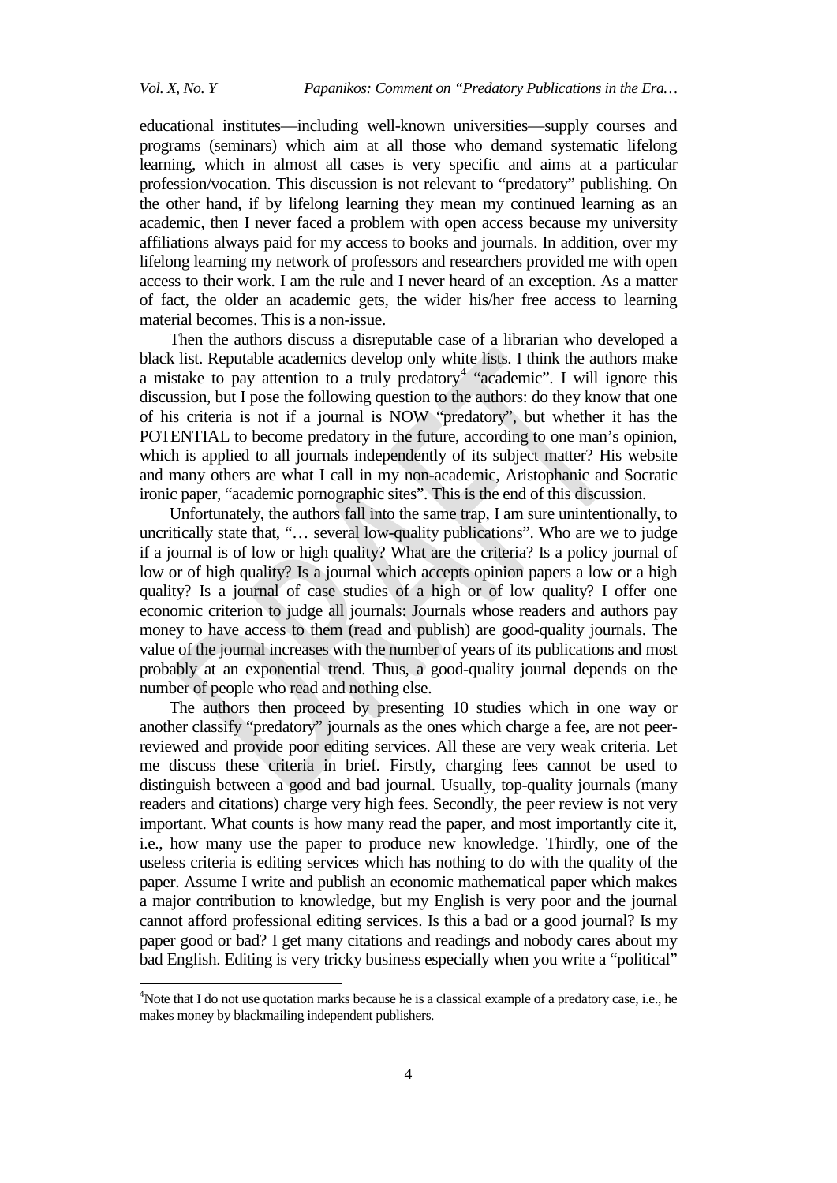educational institutes—including well-known universities—supply courses and programs (seminars) which aim at all those who demand systematic lifelong learning, which in almost all cases is very specific and aims at a particular profession/vocation. This discussion is not relevant to "predatory" publishing. On the other hand, if by lifelong learning they mean my continued learning as an academic, then I never faced a problem with open access because my university affiliations always paid for my access to books and journals. In addition, over my lifelong learning my network of professors and researchers provided me with open access to their work. I am the rule and I never heard of an exception. As a matter of fact, the older an academic gets, the wider his/her free access to learning material becomes. This is a non-issue.

Then the authors discuss a disreputable case of a librarian who developed a black list. Reputable academics develop only white lists. I think the authors make a mistake to pay attention to a truly predatory[4] "academic". I will ignore this discussion, but I pose the following question to the authors: do they know that one of his criteria is not if a journal is NOW "predatory", but whether it has the POTENTIAL to become predatory in the future, according to one man's opinion, which is applied to all journals independently of its subject matter? His website and many others are what I call in my non-academic, Aristophanic and Socratic ironic paper, "academic pornographic sites". This is the end of this discussion.

Unfortunately, the authors fall into the same trap, I am sure unintentionally, to uncritically state that, "… several low-quality publications". Who are we to judge if a journal is of low or high quality? What are the criteria? Is a policy journal of low or of high quality? Is a journal which accepts opinion papers a low or a high quality? Is a journal of case studies of a high or of low quality? I offer one economic criterion to judge all journals: Journals whose readers and authors pay money to have access to them (read and publish) are good-quality journals. The value of the journal increases with the number of years of its publications and most probably at an exponential trend. Thus, a good-quality journal depends on the number of people who read and nothing else.

The authors then proceed by presenting 10 studies which in one way or another classify "predatory" journals as the ones which charge a fee, are not peer-reviewed and provide poor editing services. All these are very weak criteria. Let me discuss these criteria in brief. Firstly, charging fees cannot be used to distinguish between a good and bad journal. Usually, top-quality journals (many readers and citations) charge very high fees. Secondly, the peer review is not very important. What counts is how many read the paper, and most importantly cite it, i.e., how many use the paper to produce new knowledge. Thirdly, one of the useless criteria is editing services which has nothing to do with the quality of the paper. Assume I write and publish an economic mathematical paper which makes a major contribution to knowledge, but my English is very poor and the journal cannot afford professional editing services. Is this a bad or a good journal? Is my paper good or bad? I get many citations and readings and nobody cares about my bad English. Editing is very tricky business especially when you write a "political"

[4]Note that I do not use quotation marks because he is a classical example of a predatory case, i.e., he makes money by blackmailing independent publishers.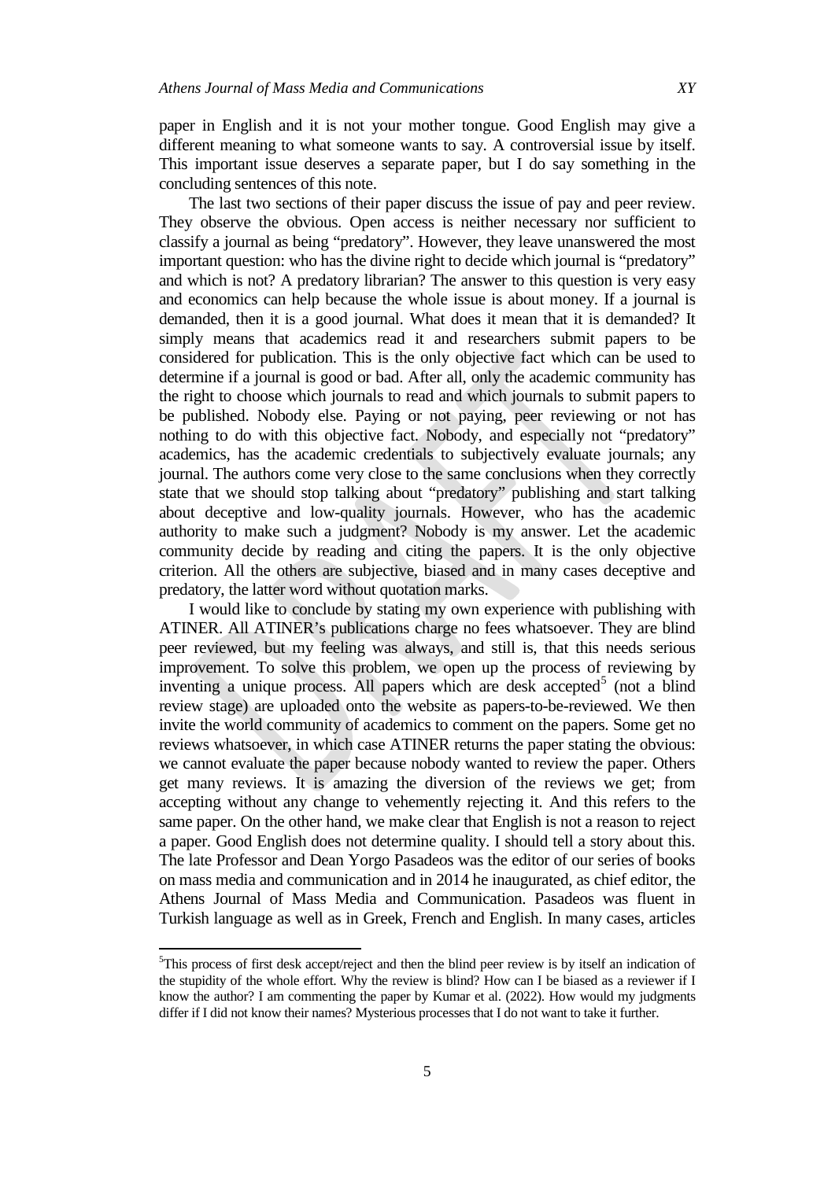paper in English and it is not your mother tongue. Good English may give a different meaning to what someone wants to say. A controversial issue by itself. This important issue deserves a separate paper, but I do say something in the concluding sentences of this note.

The last two sections of their paper discuss the issue of pay and peer review. They observe the obvious. Open access is neither necessary nor sufficient to classify a journal as being "predatory". However, they leave unanswered the most important question: who has the divine right to decide which journal is "predatory" and which is not? A predatory librarian? The answer to this question is very easy and economics can help because the whole issue is about money. If a journal is demanded, then it is a good journal. What does it mean that it is demanded? It simply means that academics read it and researchers submit papers to be considered for publication. This is the only objective fact which can be used to determine if a journal is good or bad. After all, only the academic community has the right to choose which journals to read and which journals to submit papers to be published. Nobody else. Paying or not paying, peer reviewing or not has nothing to do with this objective fact. Nobody, and especially not "predatory" academics, has the academic credentials to subjectively evaluate journals; any journal. The authors come very close to the same conclusions when they correctly state that we should stop talking about "predatory" publishing and start talking about deceptive and low-quality journals. However, who has the academic authority to make such a judgment? Nobody is my answer. Let the academic community decide by reading and citing the papers. It is the only objective criterion. All the others are subjective, biased and in many cases deceptive and predatory, the latter word without quotation marks.

I would like to conclude by stating my own experience with publishing with ATINER. All ATINER's publications charge no fees whatsoever. They are blind peer reviewed, but my feeling was always, and still is, that this needs serious improvement. To solve this problem, we open up the process of reviewing by inventing a unique process. All papers which are desk accepted[5] (not a blind review stage) are uploaded onto the website as papers-to-be-reviewed. We then invite the world community of academics to comment on the papers. Some get no reviews whatsoever, in which case ATINER returns the paper stating the obvious: we cannot evaluate the paper because nobody wanted to review the paper. Others get many reviews. It is amazing the diversion of the reviews we get; from accepting without any change to vehemently rejecting it. And this refers to the same paper. On the other hand, we make clear that English is not a reason to reject a paper. Good English does not determine quality. I should tell a story about this. The late Professor and Dean Yorgo Pasadeos was the editor of our series of books on mass media and communication and in 2014 he inaugurated, as chief editor, the Athens Journal of Mass Media and Communication. Pasadeos was fluent in Turkish language as well as in Greek, French and English. In many cases, articles

[5]This process of first desk accept/reject and then the blind peer review is by itself an indication of the stupidity of the whole effort. Why the review is blind? How can I be biased as a reviewer if I know the author? I am commenting the paper by Kumar et al. (2022). How would my judgments differ if I did not know their names? Mysterious processes that I do not want to take it further.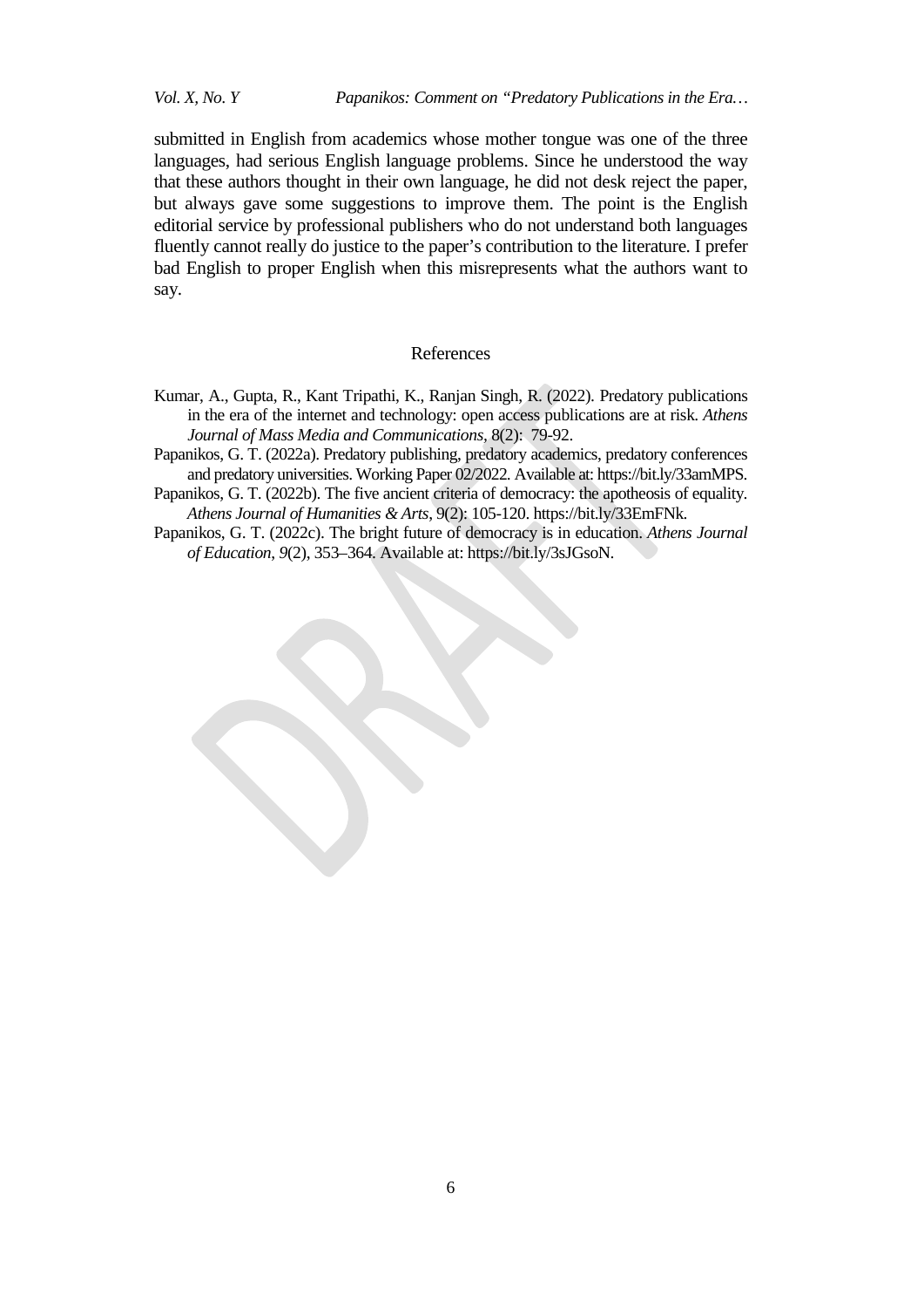submitted in English from academics whose mother tongue was one of the three languages, had serious English language problems. Since he understood the way that these authors thought in their own language, he did not desk reject the paper, but always gave some suggestions to improve them. The point is the English editorial service by professional publishers who do not understand both languages fluently cannot really do justice to the paper's contribution to the literature. I prefer bad English to proper English when this misrepresents what the authors want to say.

## References

Kumar, A., Gupta, R., Kant Tripathi, K., Ranjan Singh, R. (2022). Predatory publications in the era of the internet and technology: open access publications are at risk. *Athens Journal of Mass Media and Communications*, 8(2): 79-92.

Papanikos, G. T. (2022a). Predatory publishing, predatory academics, predatory conferences and predatory universities. Working Paper 02/2022. Available at: https://bit.ly/33amMPS.

Papanikos, G. T. (2022b). The five ancient criteria of democracy: the apotheosis of equality. *Athens Journal of Humanities & Arts*, 9(2): 105-120. https://bit.ly/33EmFNk.

Papanikos, G. T. (2022c). The bright future of democracy is in education. *Athens Journal of Education*, *9*(2), 353–364. Available at: https://bit.ly/3sJGsoN.